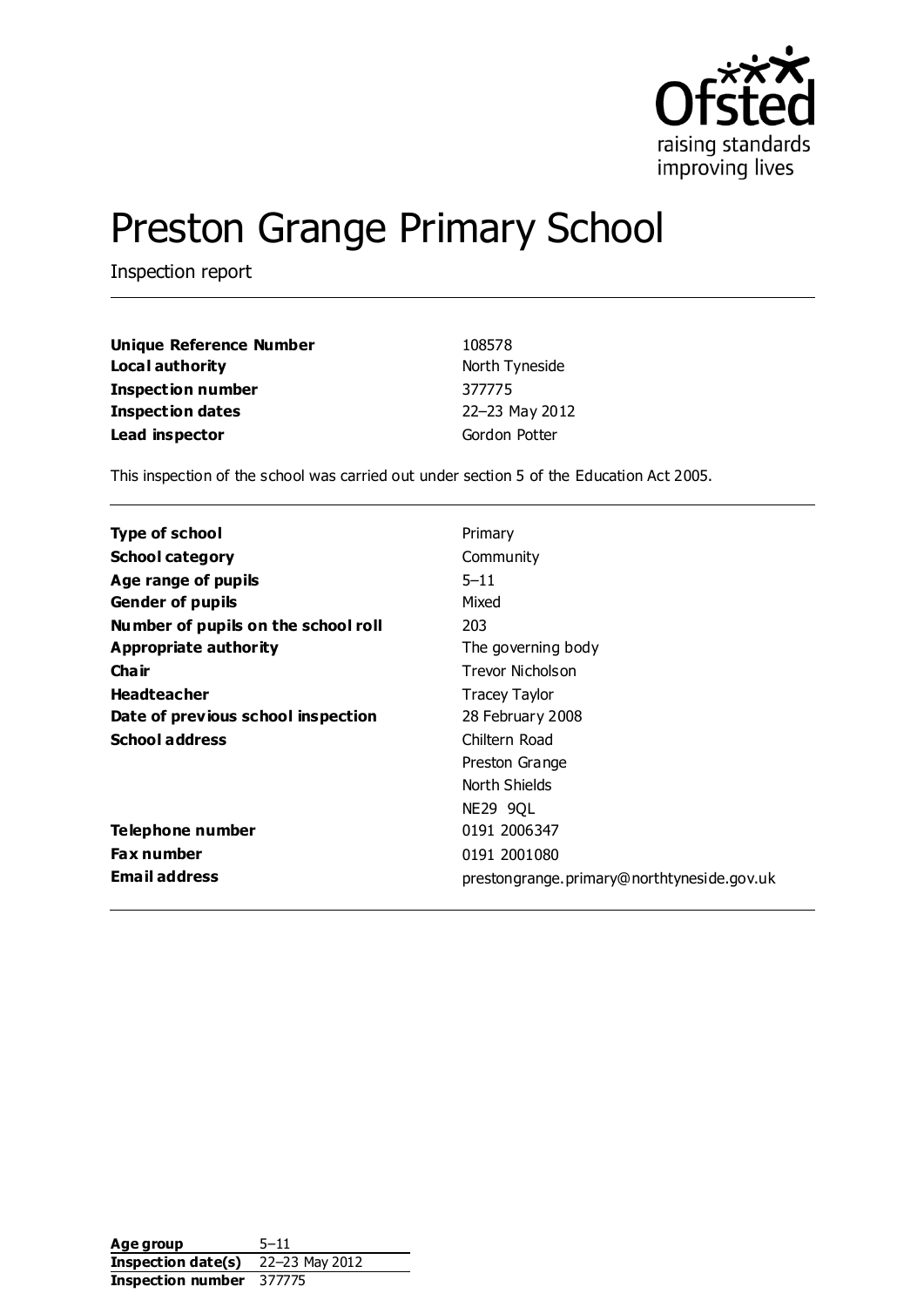# Preston Grange Primary School

Inspection report

| | |
|---|---|
| **Unique Reference Number** | 108578 |
| **Local authority** | North Tyneside |
| **Inspection number** | 377775 |
| **Inspection dates** | 22–23 May 2012 |
| **Lead inspector** | Gordon Potter |

This inspection of the school was carried out under section 5 of the Education Act 2005.

| | |
|---|---|
| **Type of school** | Primary |
| **School category** | Community |
| **Age range of pupils** | 5–11 |
| **Gender of pupils** | Mixed |
| **Number of pupils on the school roll** | 203 |
| **Appropriate authority** | The governing body |
| **Chair** | Trevor Nicholson |
| **Headteacher** | Tracey Taylor |
| **Date of previous school inspection** | 28 February 2008 |
| **School address** | Chiltern Road<br>Preston Grange<br>North Shields<br>NE29 9QL |
| **Telephone number** | 0191 2006347 |
| **Fax number** | 0191 2001080 |
| **Email address** | prestongrange.primary@northtyneside.gov.uk |

| | |
|---|---|
| **Age group** | 5–11 |
| **Inspection date(s)** | 22–23 May 2012 |
| **Inspection number** | 377775 |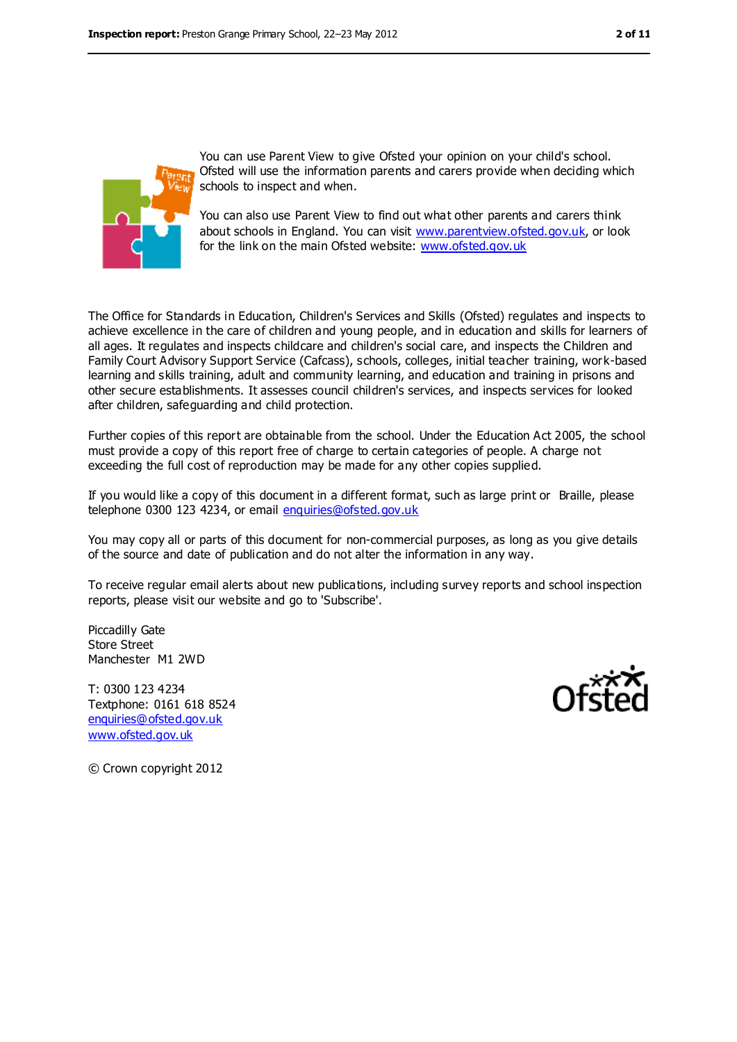You can use Parent View to give Ofsted your opinion on your child's school. Ofsted will use the information parents and carers provide when deciding which schools to inspect and when.

You can also use Parent View to find out what other parents and carers think about schools in England. You can visit www.parentview.ofsted.gov.uk, or look for the link on the main Ofsted website: www.ofsted.gov.uk

The Office for Standards in Education, Children's Services and Skills (Ofsted) regulates and inspects to achieve excellence in the care of children and young people, and in education and skills for learners of all ages. It regulates and inspects childcare and children's social care, and inspects the Children and Family Court Advisory Support Service (Cafcass), schools, colleges, initial teacher training, work-based learning and skills training, adult and community learning, and education and training in prisons and other secure establishments. It assesses council children's services, and inspects services for looked after children, safeguarding and child protection.

Further copies of this report are obtainable from the school. Under the Education Act 2005, the school must provide a copy of this report free of charge to certain categories of people. A charge not exceeding the full cost of reproduction may be made for any other copies supplied.

If you would like a copy of this document in a different format, such as large print or Braille, please telephone 0300 123 4234, or email enquiries@ofsted.gov.uk

You may copy all or parts of this document for non-commercial purposes, as long as you give details of the source and date of publication and do not alter the information in any way.

To receive regular email alerts about new publications, including survey reports and school inspection reports, please visit our website and go to 'Subscribe'.

Piccadilly Gate
Store Street
Manchester M1 2WD

T: 0300 123 4234
Textphone: 0161 618 8524
enquiries@ofsted.gov.uk
www.ofsted.gov.uk

© Crown copyright 2012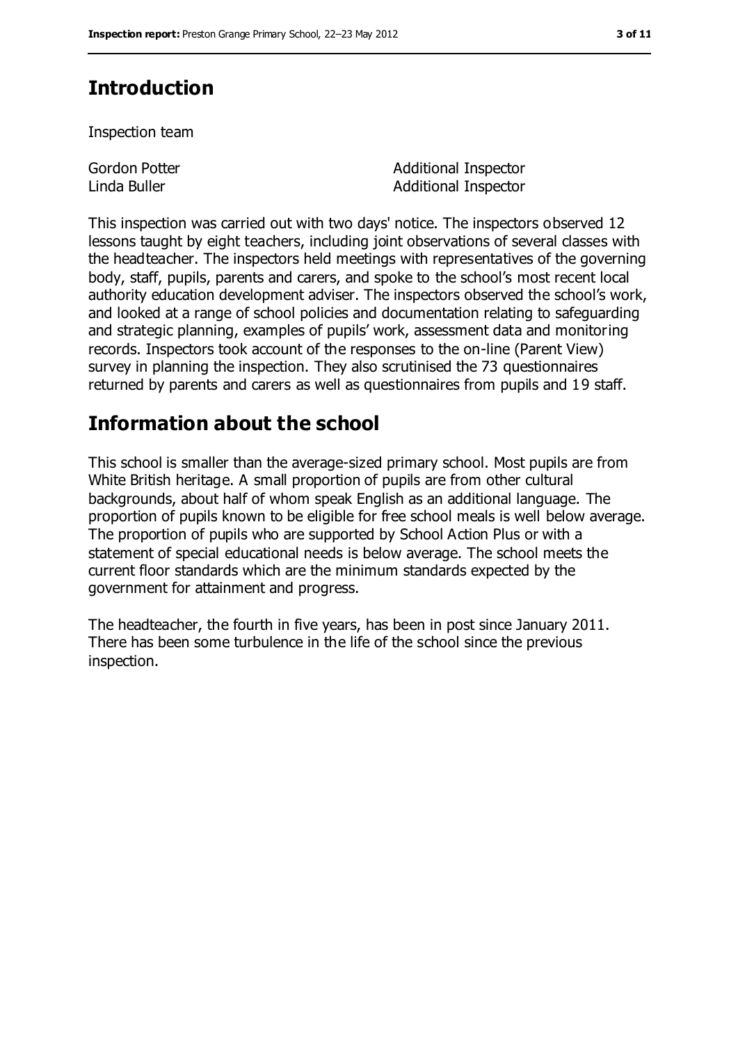## Introduction

Inspection team

| | |
|---|---|
| Gordon Potter | Additional Inspector |
| Linda Buller | Additional Inspector |

This inspection was carried out with two days' notice. The inspectors observed 12 lessons taught by eight teachers, including joint observations of several classes with the headteacher. The inspectors held meetings with representatives of the governing body, staff, pupils, parents and carers, and spoke to the school's most recent local authority education development adviser. The inspectors observed the school's work, and looked at a range of school policies and documentation relating to safeguarding and strategic planning, examples of pupils' work, assessment data and monitoring records. Inspectors took account of the responses to the on-line (Parent View) survey in planning the inspection. They also scrutinised the 73 questionnaires returned by parents and carers as well as questionnaires from pupils and 19 staff.

## Information about the school

This school is smaller than the average-sized primary school. Most pupils are from White British heritage. A small proportion of pupils are from other cultural backgrounds, about half of whom speak English as an additional language. The proportion of pupils known to be eligible for free school meals is well below average. The proportion of pupils who are supported by School Action Plus or with a statement of special educational needs is below average. The school meets the current floor standards which are the minimum standards expected by the government for attainment and progress.

The headteacher, the fourth in five years, has been in post since January 2011. There has been some turbulence in the life of the school since the previous inspection.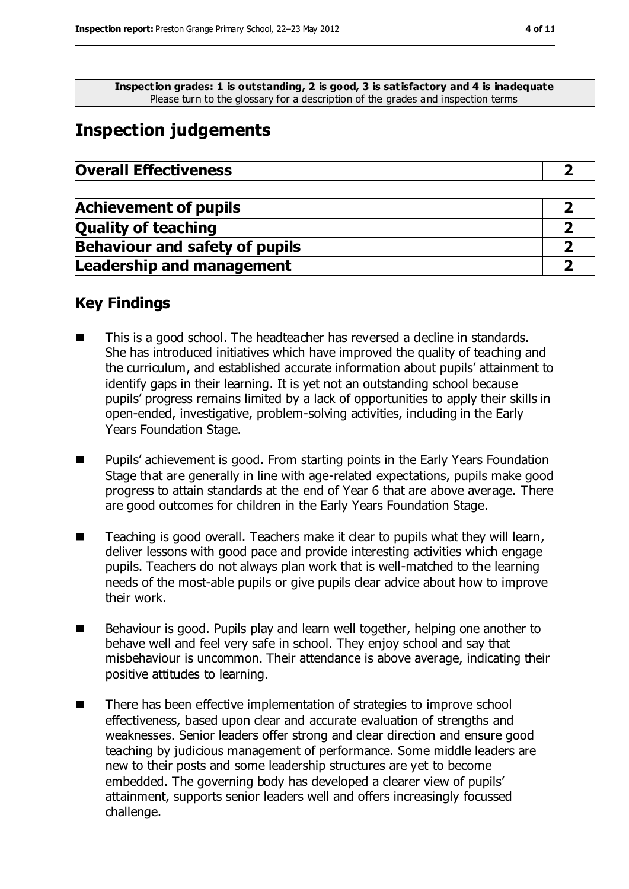**Inspection grades: 1 is outstanding, 2 is good, 3 is satisfactory and 4 is inadequate**
Please turn to the glossary for a description of the grades and inspection terms

# Inspection judgements

| **Overall Effectiveness** | **2** |
|---|---|

| **Achievement of pupils** | **2** |
|---|---|
| **Quality of teaching** | **2** |
| **Behaviour and safety of pupils** | **2** |
| **Leadership and management** | **2** |

## Key Findings

- This is a good school. The headteacher has reversed a decline in standards. She has introduced initiatives which have improved the quality of teaching and the curriculum, and established accurate information about pupils' attainment to identify gaps in their learning. It is yet not an outstanding school because pupils' progress remains limited by a lack of opportunities to apply their skills in open-ended, investigative, problem-solving activities, including in the Early Years Foundation Stage.
- Pupils' achievement is good. From starting points in the Early Years Foundation Stage that are generally in line with age-related expectations, pupils make good progress to attain standards at the end of Year 6 that are above average. There are good outcomes for children in the Early Years Foundation Stage.
- Teaching is good overall. Teachers make it clear to pupils what they will learn, deliver lessons with good pace and provide interesting activities which engage pupils. Teachers do not always plan work that is well-matched to the learning needs of the most-able pupils or give pupils clear advice about how to improve their work.
- Behaviour is good. Pupils play and learn well together, helping one another to behave well and feel very safe in school. They enjoy school and say that misbehaviour is uncommon. Their attendance is above average, indicating their positive attitudes to learning.
- There has been effective implementation of strategies to improve school effectiveness, based upon clear and accurate evaluation of strengths and weaknesses. Senior leaders offer strong and clear direction and ensure good teaching by judicious management of performance. Some middle leaders are new to their posts and some leadership structures are yet to become embedded. The governing body has developed a clearer view of pupils' attainment, supports senior leaders well and offers increasingly focussed challenge.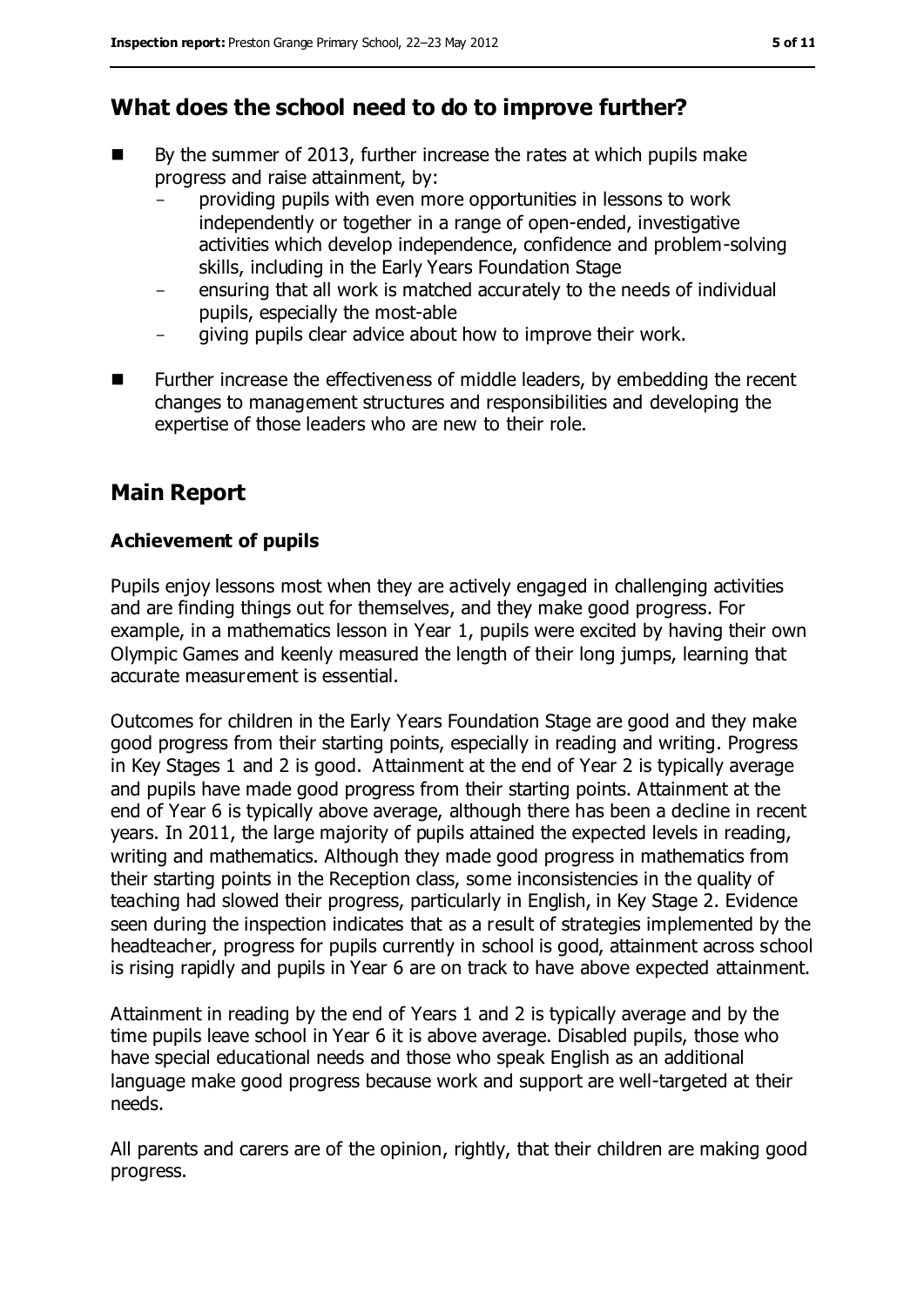## What does the school need to do to improve further?

- By the summer of 2013, further increase the rates at which pupils make progress and raise attainment, by:
  - providing pupils with even more opportunities in lessons to work independently or together in a range of open-ended, investigative activities which develop independence, confidence and problem-solving skills, including in the Early Years Foundation Stage
  - ensuring that all work is matched accurately to the needs of individual pupils, especially the most-able
  - giving pupils clear advice about how to improve their work.
- Further increase the effectiveness of middle leaders, by embedding the recent changes to management structures and responsibilities and developing the expertise of those leaders who are new to their role.

## Main Report

### Achievement of pupils

Pupils enjoy lessons most when they are actively engaged in challenging activities and are finding things out for themselves, and they make good progress. For example, in a mathematics lesson in Year 1, pupils were excited by having their own Olympic Games and keenly measured the length of their long jumps, learning that accurate measurement is essential.

Outcomes for children in the Early Years Foundation Stage are good and they make good progress from their starting points, especially in reading and writing. Progress in Key Stages 1 and 2 is good. Attainment at the end of Year 2 is typically average and pupils have made good progress from their starting points. Attainment at the end of Year 6 is typically above average, although there has been a decline in recent years. In 2011, the large majority of pupils attained the expected levels in reading, writing and mathematics. Although they made good progress in mathematics from their starting points in the Reception class, some inconsistencies in the quality of teaching had slowed their progress, particularly in English, in Key Stage 2. Evidence seen during the inspection indicates that as a result of strategies implemented by the headteacher, progress for pupils currently in school is good, attainment across school is rising rapidly and pupils in Year 6 are on track to have above expected attainment.

Attainment in reading by the end of Years 1 and 2 is typically average and by the time pupils leave school in Year 6 it is above average. Disabled pupils, those who have special educational needs and those who speak English as an additional language make good progress because work and support are well-targeted at their needs.

All parents and carers are of the opinion, rightly, that their children are making good progress.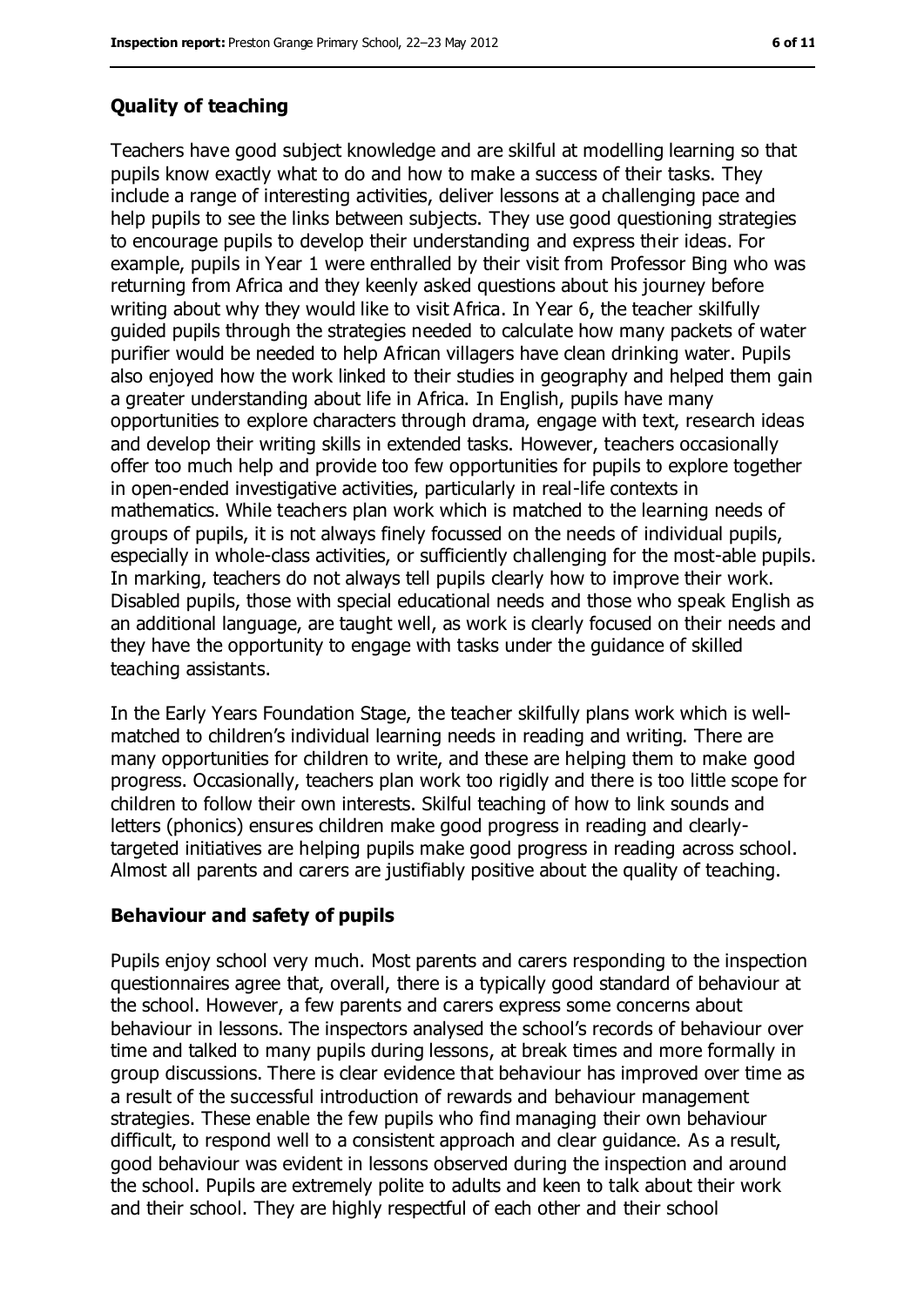### Quality of teaching

Teachers have good subject knowledge and are skilful at modelling learning so that pupils know exactly what to do and how to make a success of their tasks. They include a range of interesting activities, deliver lessons at a challenging pace and help pupils to see the links between subjects. They use good questioning strategies to encourage pupils to develop their understanding and express their ideas. For example, pupils in Year 1 were enthralled by their visit from Professor Bing who was returning from Africa and they keenly asked questions about his journey before writing about why they would like to visit Africa. In Year 6, the teacher skilfully guided pupils through the strategies needed to calculate how many packets of water purifier would be needed to help African villagers have clean drinking water. Pupils also enjoyed how the work linked to their studies in geography and helped them gain a greater understanding about life in Africa. In English, pupils have many opportunities to explore characters through drama, engage with text, research ideas and develop their writing skills in extended tasks. However, teachers occasionally offer too much help and provide too few opportunities for pupils to explore together in open-ended investigative activities, particularly in real-life contexts in mathematics. While teachers plan work which is matched to the learning needs of groups of pupils, it is not always finely focussed on the needs of individual pupils, especially in whole-class activities, or sufficiently challenging for the most-able pupils. In marking, teachers do not always tell pupils clearly how to improve their work. Disabled pupils, those with special educational needs and those who speak English as an additional language, are taught well, as work is clearly focused on their needs and they have the opportunity to engage with tasks under the guidance of skilled teaching assistants.

In the Early Years Foundation Stage, the teacher skilfully plans work which is well-matched to children's individual learning needs in reading and writing. There are many opportunities for children to write, and these are helping them to make good progress. Occasionally, teachers plan work too rigidly and there is too little scope for children to follow their own interests. Skilful teaching of how to link sounds and letters (phonics) ensures children make good progress in reading and clearly-targeted initiatives are helping pupils make good progress in reading across school. Almost all parents and carers are justifiably positive about the quality of teaching.

### Behaviour and safety of pupils

Pupils enjoy school very much. Most parents and carers responding to the inspection questionnaires agree that, overall, there is a typically good standard of behaviour at the school. However, a few parents and carers express some concerns about behaviour in lessons. The inspectors analysed the school's records of behaviour over time and talked to many pupils during lessons, at break times and more formally in group discussions. There is clear evidence that behaviour has improved over time as a result of the successful introduction of rewards and behaviour management strategies. These enable the few pupils who find managing their own behaviour difficult, to respond well to a consistent approach and clear guidance. As a result, good behaviour was evident in lessons observed during the inspection and around the school. Pupils are extremely polite to adults and keen to talk about their work and their school. They are highly respectful of each other and their school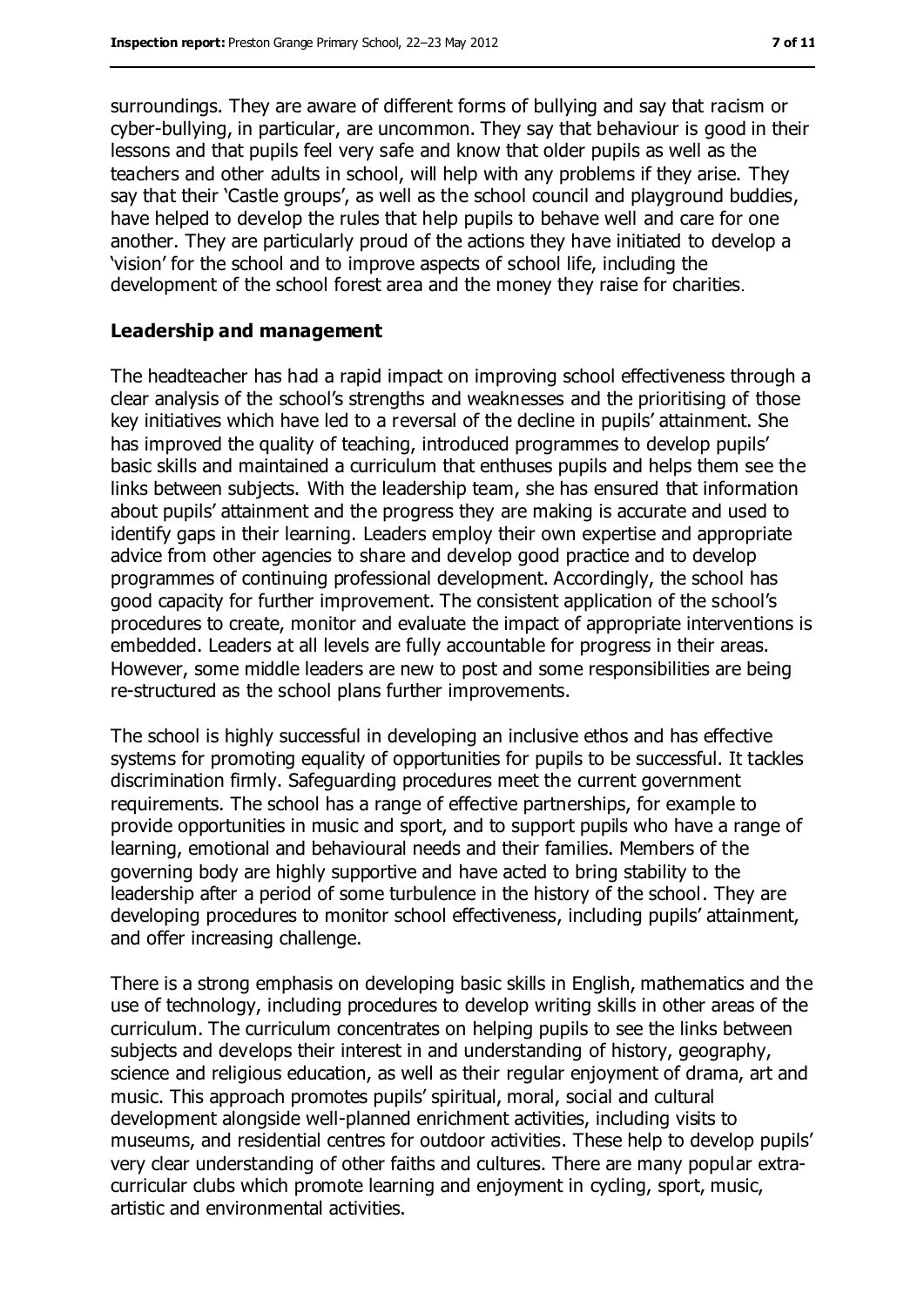surroundings. They are aware of different forms of bullying and say that racism or cyber-bullying, in particular, are uncommon. They say that behaviour is good in their lessons and that pupils feel very safe and know that older pupils as well as the teachers and other adults in school, will help with any problems if they arise. They say that their 'Castle groups', as well as the school council and playground buddies, have helped to develop the rules that help pupils to behave well and care for one another. They are particularly proud of the actions they have initiated to develop a 'vision' for the school and to improve aspects of school life, including the development of the school forest area and the money they raise for charities.

### Leadership and management

The headteacher has had a rapid impact on improving school effectiveness through a clear analysis of the school's strengths and weaknesses and the prioritising of those key initiatives which have led to a reversal of the decline in pupils' attainment. She has improved the quality of teaching, introduced programmes to develop pupils' basic skills and maintained a curriculum that enthuses pupils and helps them see the links between subjects. With the leadership team, she has ensured that information about pupils' attainment and the progress they are making is accurate and used to identify gaps in their learning. Leaders employ their own expertise and appropriate advice from other agencies to share and develop good practice and to develop programmes of continuing professional development. Accordingly, the school has good capacity for further improvement. The consistent application of the school's procedures to create, monitor and evaluate the impact of appropriate interventions is embedded. Leaders at all levels are fully accountable for progress in their areas. However, some middle leaders are new to post and some responsibilities are being re-structured as the school plans further improvements.

The school is highly successful in developing an inclusive ethos and has effective systems for promoting equality of opportunities for pupils to be successful. It tackles discrimination firmly. Safeguarding procedures meet the current government requirements. The school has a range of effective partnerships, for example to provide opportunities in music and sport, and to support pupils who have a range of learning, emotional and behavioural needs and their families. Members of the governing body are highly supportive and have acted to bring stability to the leadership after a period of some turbulence in the history of the school. They are developing procedures to monitor school effectiveness, including pupils' attainment, and offer increasing challenge.

There is a strong emphasis on developing basic skills in English, mathematics and the use of technology, including procedures to develop writing skills in other areas of the curriculum. The curriculum concentrates on helping pupils to see the links between subjects and develops their interest in and understanding of history, geography, science and religious education, as well as their regular enjoyment of drama, art and music. This approach promotes pupils' spiritual, moral, social and cultural development alongside well-planned enrichment activities, including visits to museums, and residential centres for outdoor activities. These help to develop pupils' very clear understanding of other faiths and cultures. There are many popular extra-curricular clubs which promote learning and enjoyment in cycling, sport, music, artistic and environmental activities.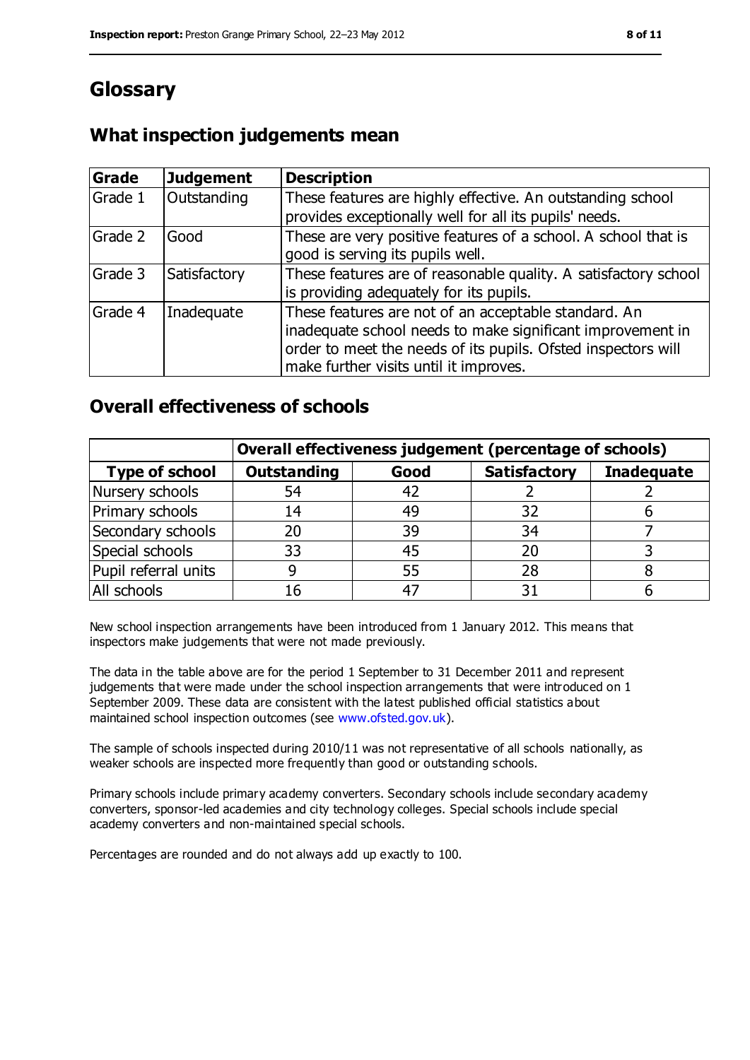# Glossary

## What inspection judgements mean

| Grade | Judgement | Description |
|---|---|---|
| Grade 1 | Outstanding | These features are highly effective. An outstanding school provides exceptionally well for all its pupils' needs. |
| Grade 2 | Good | These are very positive features of a school. A school that is good is serving its pupils well. |
| Grade 3 | Satisfactory | These features are of reasonable quality. A satisfactory school is providing adequately for its pupils. |
| Grade 4 | Inadequate | These features are not of an acceptable standard. An inadequate school needs to make significant improvement in order to meet the needs of its pupils. Ofsted inspectors will make further visits until it improves. |

## Overall effectiveness of schools

| | Overall effectiveness judgement (percentage of schools) | | | |
|---|---|---|---|---|
| **Type of school** | **Outstanding** | **Good** | **Satisfactory** | **Inadequate** |
| Nursery schools | 54 | 42 | 2 | 2 |
| Primary schools | 14 | 49 | 32 | 6 |
| Secondary schools | 20 | 39 | 34 | 7 |
| Special schools | 33 | 45 | 20 | 3 |
| Pupil referral units | 9 | 55 | 28 | 8 |
| All schools | 16 | 47 | 31 | 6 |

New school inspection arrangements have been introduced from 1 January 2012. This means that inspectors make judgements that were not made previously.

The data in the table above are for the period 1 September to 31 December 2011 and represent judgements that were made under the school inspection arrangements that were introduced on 1 September 2009. These data are consistent with the latest published official statistics about maintained school inspection outcomes (see www.ofsted.gov.uk).

The sample of schools inspected during 2010/11 was not representative of all schools nationally, as weaker schools are inspected more frequently than good or outstanding schools.

Primary schools include primary academy converters. Secondary schools include secondary academy converters, sponsor-led academies and city technology colleges. Special schools include special academy converters and non-maintained special schools.

Percentages are rounded and do not always add up exactly to 100.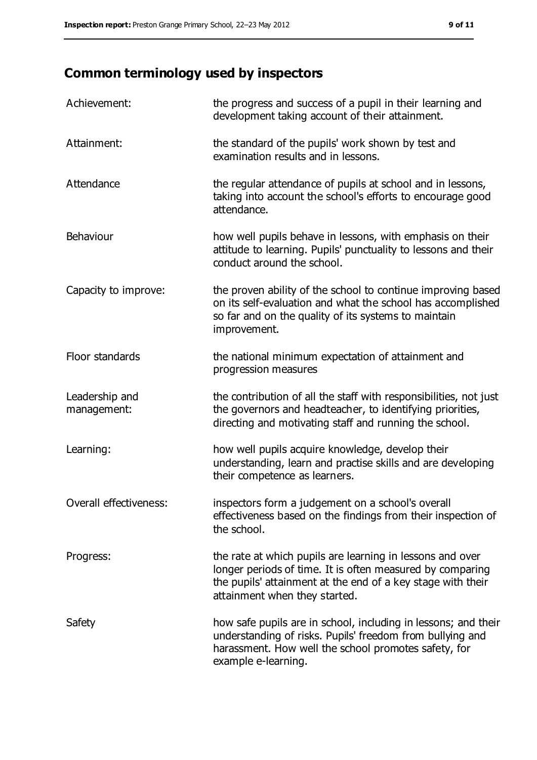## Common terminology used by inspectors

| | |
|---|---|
| Achievement: | the progress and success of a pupil in their learning and development taking account of their attainment. |
| Attainment: | the standard of the pupils' work shown by test and examination results and in lessons. |
| Attendance | the regular attendance of pupils at school and in lessons, taking into account the school's efforts to encourage good attendance. |
| Behaviour | how well pupils behave in lessons, with emphasis on their attitude to learning. Pupils' punctuality to lessons and their conduct around the school. |
| Capacity to improve: | the proven ability of the school to continue improving based on its self-evaluation and what the school has accomplished so far and on the quality of its systems to maintain improvement. |
| Floor standards | the national minimum expectation of attainment and progression measures |
| Leadership and management: | the contribution of all the staff with responsibilities, not just the governors and headteacher, to identifying priorities, directing and motivating staff and running the school. |
| Learning: | how well pupils acquire knowledge, develop their understanding, learn and practise skills and are developing their competence as learners. |
| Overall effectiveness: | inspectors form a judgement on a school's overall effectiveness based on the findings from their inspection of the school. |
| Progress: | the rate at which pupils are learning in lessons and over longer periods of time. It is often measured by comparing the pupils' attainment at the end of a key stage with their attainment when they started. |
| Safety | how safe pupils are in school, including in lessons; and their understanding of risks. Pupils' freedom from bullying and harassment. How well the school promotes safety, for example e-learning. |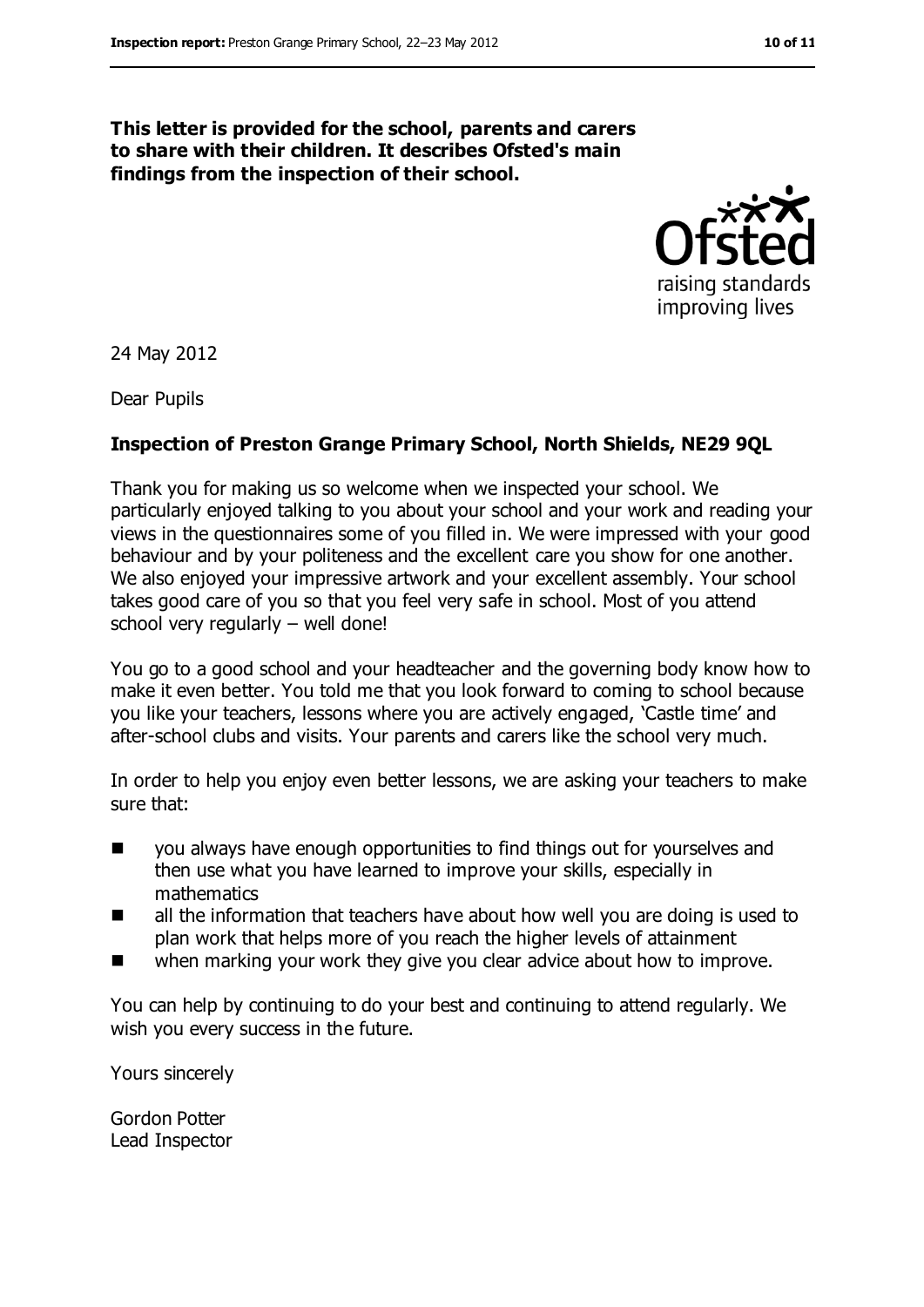**This letter is provided for the school, parents and carers to share with their children. It describes Ofsted's main findings from the inspection of their school.**

24 May 2012

Dear Pupils

**Inspection of Preston Grange Primary School, North Shields, NE29 9QL**

Thank you for making us so welcome when we inspected your school. We particularly enjoyed talking to you about your school and your work and reading your views in the questionnaires some of you filled in. We were impressed with your good behaviour and by your politeness and the excellent care you show for one another. We also enjoyed your impressive artwork and your excellent assembly. Your school takes good care of you so that you feel very safe in school. Most of you attend school very regularly – well done!

You go to a good school and your headteacher and the governing body know how to make it even better. You told me that you look forward to coming to school because you like your teachers, lessons where you are actively engaged, 'Castle time' and after-school clubs and visits. Your parents and carers like the school very much.

In order to help you enjoy even better lessons, we are asking your teachers to make sure that:

- you always have enough opportunities to find things out for yourselves and then use what you have learned to improve your skills, especially in mathematics
- all the information that teachers have about how well you are doing is used to plan work that helps more of you reach the higher levels of attainment
- when marking your work they give you clear advice about how to improve.

You can help by continuing to do your best and continuing to attend regularly. We wish you every success in the future.

Yours sincerely

Gordon Potter
Lead Inspector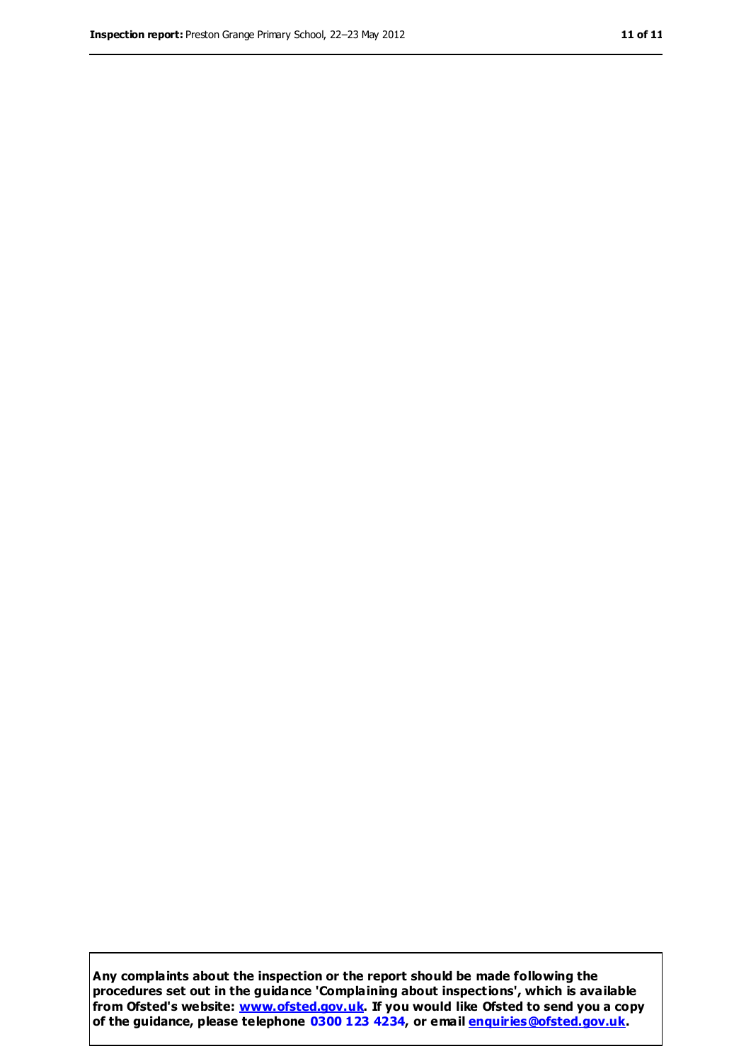**Any complaints about the inspection or the report should be made following the procedures set out in the guidance 'Complaining about inspections', which is available from Ofsted's website: www.ofsted.gov.uk. If you would like Ofsted to send you a copy of the guidance, please telephone 0300 123 4234, or email enquiries@ofsted.gov.uk.**